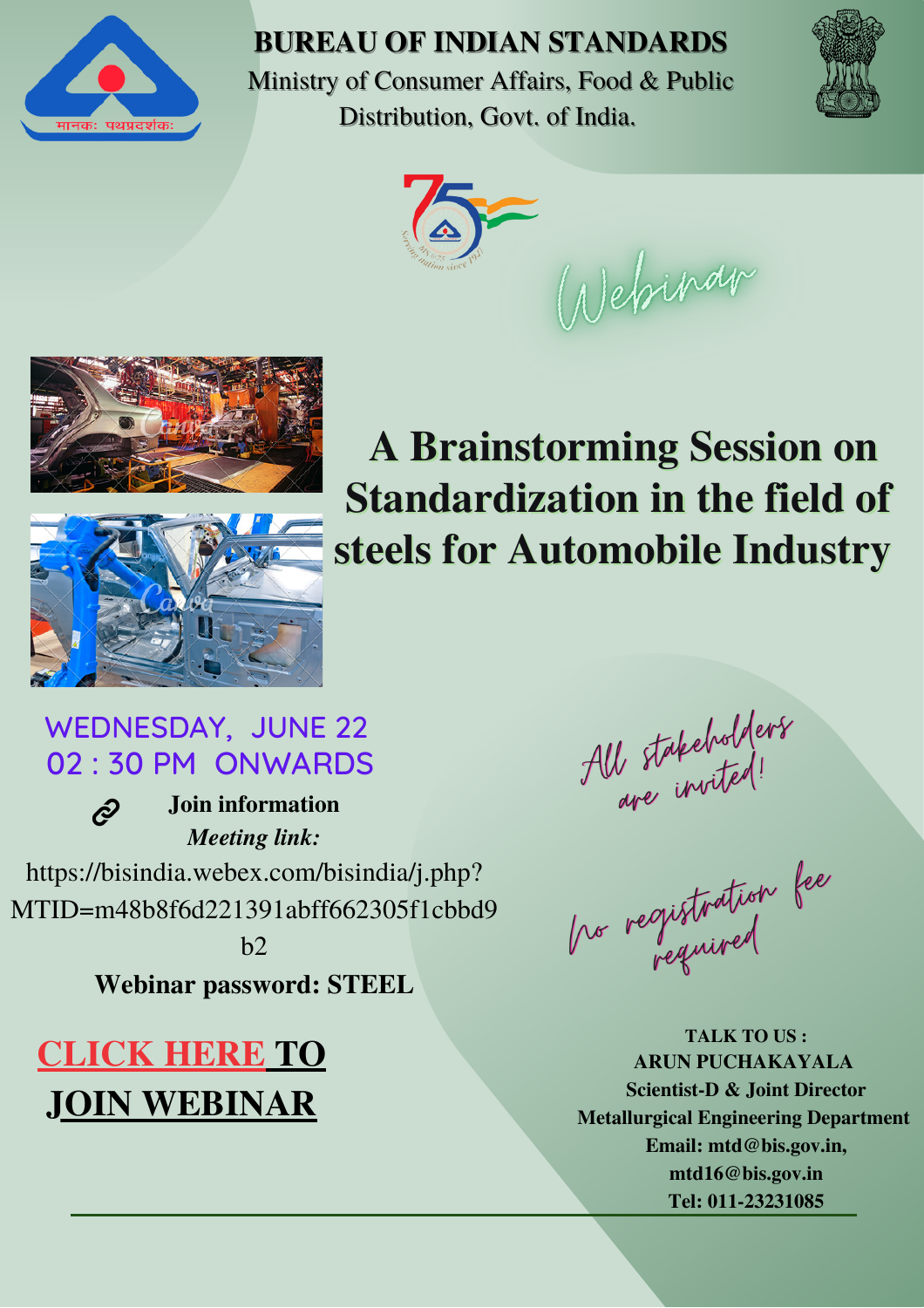# BUREAU OF INDIAN STANDARDS

Ministry of Consumer Affairs, Food & Public Distribution, Govt. of India.

Webinar

## A Brainstorming Session on Standardization in the field of steels for Automobile Industry

WEDNESDAY, JUNE 22
02 : 30 PM ONWARDS

**Join information**

***Meeting link:***

https://bisindia.webex.com/bisindia/j.php?MTID=m48b8f6d221391abff662305f1cbbd9b2

**Webinar password: STEEL**

**CLICK HERE TO JOIN WEBINAR**

*All stakeholders are invited!*

*No registration fee required*

**TALK TO US :**
**ARUN PUCHAKAYALA**
**Scientist-D & Joint Director**
**Metallurgical Engineering Department**
**Email: mtd@bis.gov.in, mtd16@bis.gov.in**
**Tel: 011-23231085**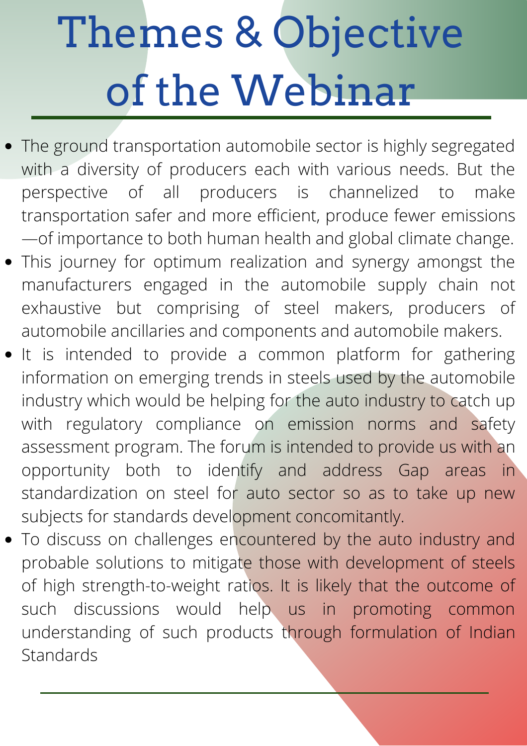# Themes & Objective of the Webinar

- The ground transportation automobile sector is highly segregated with a diversity of producers each with various needs. But the perspective of all producers is channelized to make transportation safer and more efficient, produce fewer emissions —of importance to both human health and global climate change.
- This journey for optimum realization and synergy amongst the manufacturers engaged in the automobile supply chain not exhaustive but comprising of steel makers, producers of automobile ancillaries and components and automobile makers.
- It is intended to provide a common platform for gathering information on emerging trends in steels used by the automobile industry which would be helping for the auto industry to catch up with regulatory compliance on emission norms and safety assessment program. The forum is intended to provide us with an opportunity both to identify and address Gap areas in standardization on steel for auto sector so as to take up new subjects for standards development concomitantly.
- To discuss on challenges encountered by the auto industry and probable solutions to mitigate those with development of steels of high strength-to-weight ratios. It is likely that the outcome of such discussions would help us in promoting common understanding of such products through formulation of Indian Standards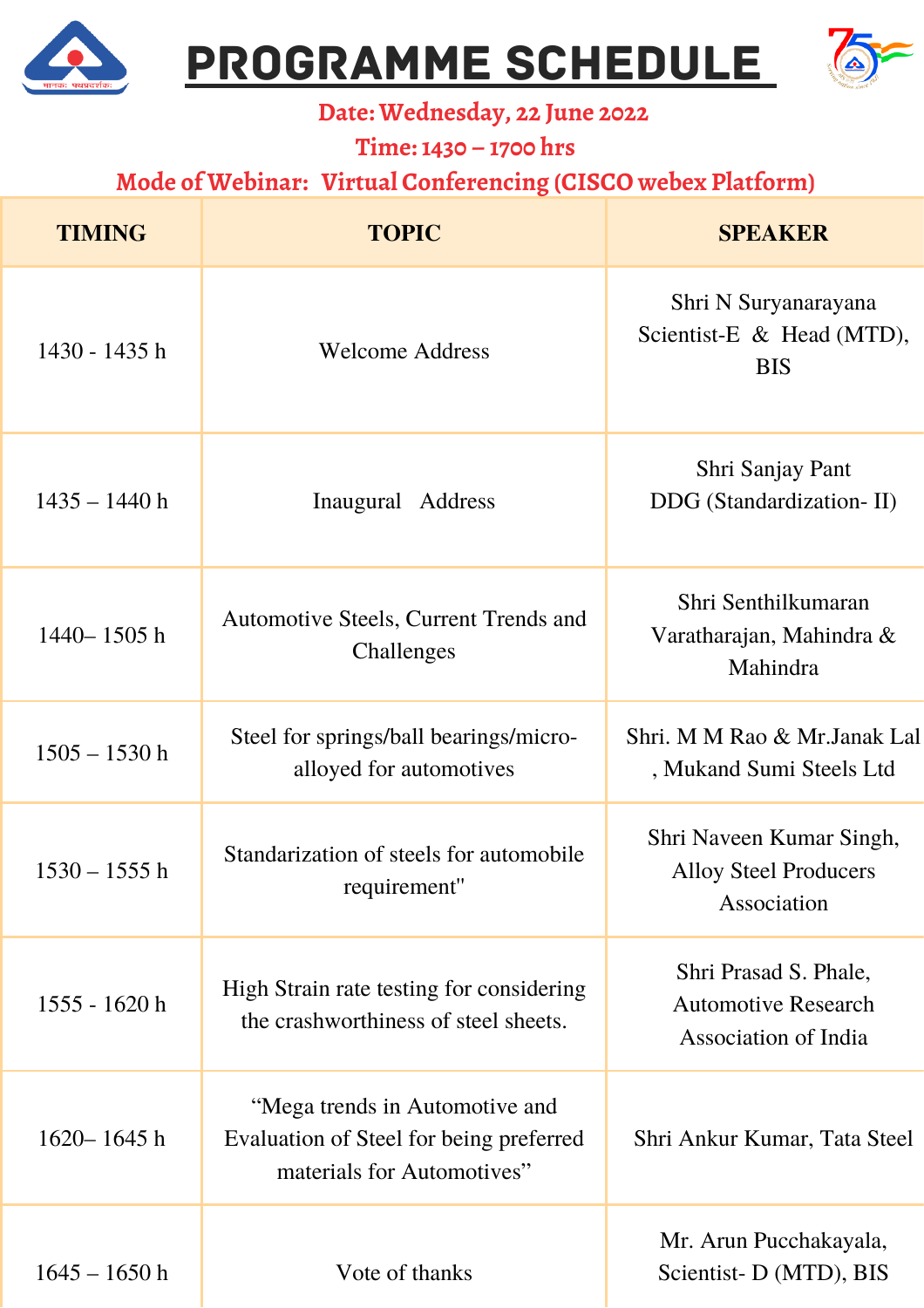# PROGRAMME SCHEDULE

**Date: Wednesday, 22 June 2022**

**Time: 1430 – 1700 hrs**

**Mode of Webinar: Virtual Conferencing (CISCO webex Platform)**

| TIMING | TOPIC | SPEAKER |
|---|---|---|
| 1430 - 1435 h | Welcome Address | Shri N Suryanarayana Scientist-E & Head (MTD), BIS |
| 1435 – 1440 h | Inaugural Address | Shri Sanjay Pant DDG (Standardization- II) |
| 1440– 1505 h | Automotive Steels, Current Trends and Challenges | Shri Senthilkumaran Varatharajan, Mahindra & Mahindra |
| 1505 – 1530 h | Steel for springs/ball bearings/micro-alloyed for automotives | Shri. M M Rao & Mr.Janak Lal , Mukand Sumi Steels Ltd |
| 1530 – 1555 h | Standarization of steels for automobile requirement" | Shri Naveen Kumar Singh, Alloy Steel Producers Association |
| 1555 - 1620 h | High Strain rate testing for considering the crashworthiness of steel sheets. | Shri Prasad S. Phale, Automotive Research Association of India |
| 1620– 1645 h | "Mega trends in Automotive and Evaluation of Steel for being preferred materials for Automotives" | Shri Ankur Kumar, Tata Steel |
| 1645 – 1650 h | Vote of thanks | Mr. Arun Pucchakayala, Scientist- D (MTD), BIS |